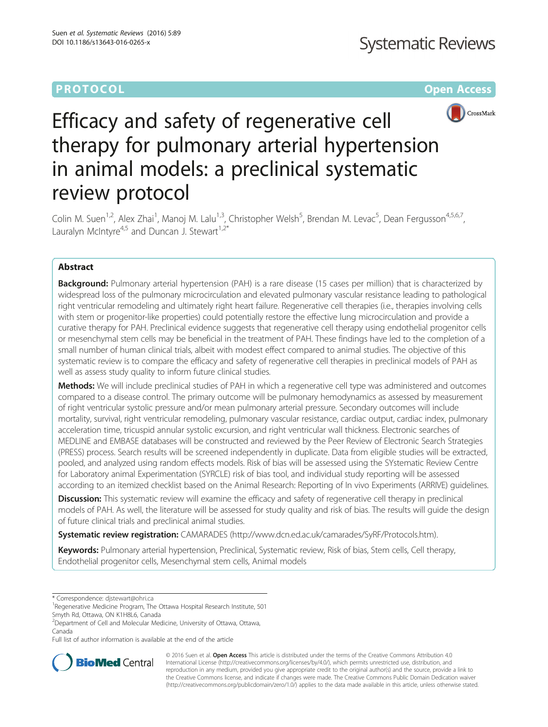PROTOCOL

Open Access

# Efficacy and safety of regenerative cell therapy for pulmonary arterial hypertension in animal models: a preclinical systematic review protocol

Colin M. Suen[1,2], Alex Zhai[1], Manoj M. Lalu[1,3], Christopher Welsh[5], Brendan M. Levac[5], Dean Fergusson[4,5,6,7], Lauralyn McIntyre[4,5] and Duncan J. Stewart[1,2*]

## Abstract

**Background:** Pulmonary arterial hypertension (PAH) is a rare disease (15 cases per million) that is characterized by widespread loss of the pulmonary microcirculation and elevated pulmonary vascular resistance leading to pathological right ventricular remodeling and ultimately right heart failure. Regenerative cell therapies (i.e., therapies involving cells with stem or progenitor-like properties) could potentially restore the effective lung microcirculation and provide a curative therapy for PAH. Preclinical evidence suggests that regenerative cell therapy using endothelial progenitor cells or mesenchymal stem cells may be beneficial in the treatment of PAH. These findings have led to the completion of a small number of human clinical trials, albeit with modest effect compared to animal studies. The objective of this systematic review is to compare the efficacy and safety of regenerative cell therapies in preclinical models of PAH as well as assess study quality to inform future clinical studies.

**Methods:** We will include preclinical studies of PAH in which a regenerative cell type was administered and outcomes compared to a disease control. The primary outcome will be pulmonary hemodynamics as assessed by measurement of right ventricular systolic pressure and/or mean pulmonary arterial pressure. Secondary outcomes will include mortality, survival, right ventricular remodeling, pulmonary vascular resistance, cardiac output, cardiac index, pulmonary acceleration time, tricuspid annular systolic excursion, and right ventricular wall thickness. Electronic searches of MEDLINE and EMBASE databases will be constructed and reviewed by the Peer Review of Electronic Search Strategies (PRESS) process. Search results will be screened independently in duplicate. Data from eligible studies will be extracted, pooled, and analyzed using random effects models. Risk of bias will be assessed using the SYstematic Review Centre for Laboratory animal Experimentation (SYRCLE) risk of bias tool, and individual study reporting will be assessed according to an itemized checklist based on the Animal Research: Reporting of In vivo Experiments (ARRIVE) guidelines.

**Discussion:** This systematic review will examine the efficacy and safety of regenerative cell therapy in preclinical models of PAH. As well, the literature will be assessed for study quality and risk of bias. The results will guide the design of future clinical trials and preclinical animal studies.

**Systematic review registration:** CAMARADES (http://www.dcn.ed.ac.uk/camarades/SyRF/Protocols.htm).

**Keywords:** Pulmonary arterial hypertension, Preclinical, Systematic review, Risk of bias, Stem cells, Cell therapy, Endothelial progenitor cells, Mesenchymal stem cells, Animal models

\* Correspondence: djstewart@ohri.ca
[1]Regenerative Medicine Program, The Ottawa Hospital Research Institute, 501 Smyth Rd, Ottawa, ON K1H8L6, Canada
[2]Department of Cell and Molecular Medicine, University of Ottawa, Ottawa, Canada
Full list of author information is available at the end of the article

© 2016 Suen et al. **Open Access** This article is distributed under the terms of the Creative Commons Attribution 4.0 International License (http://creativecommons.org/licenses/by/4.0/), which permits unrestricted use, distribution, and reproduction in any medium, provided you give appropriate credit to the original author(s) and the source, provide a link to the Creative Commons license, and indicate if changes were made. The Creative Commons Public Domain Dedication waiver (http://creativecommons.org/publicdomain/zero/1.0/) applies to the data made available in this article, unless otherwise stated.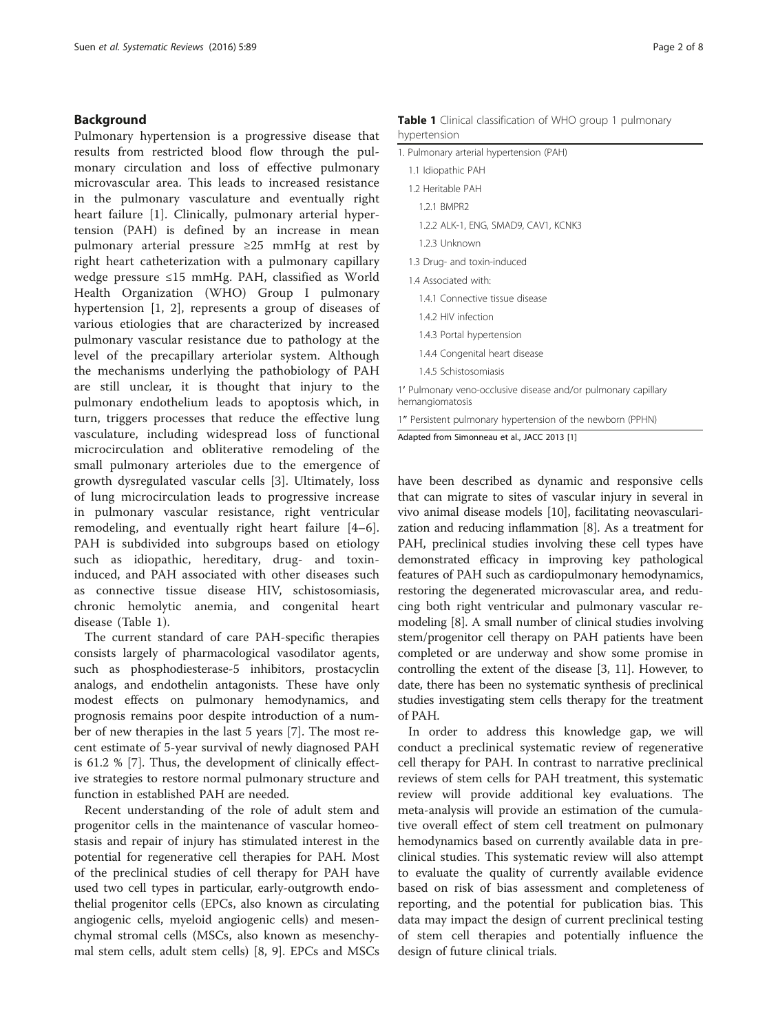## Background

Pulmonary hypertension is a progressive disease that results from restricted blood flow through the pulmonary circulation and loss of effective pulmonary microvascular area. This leads to increased resistance in the pulmonary vasculature and eventually right heart failure [1]. Clinically, pulmonary arterial hypertension (PAH) is defined by an increase in mean pulmonary arterial pressure ≥25 mmHg at rest by right heart catheterization with a pulmonary capillary wedge pressure ≤15 mmHg. PAH, classified as World Health Organization (WHO) Group I pulmonary hypertension [1, 2], represents a group of diseases of various etiologies that are characterized by increased pulmonary vascular resistance due to pathology at the level of the precapillary arteriolar system. Although the mechanisms underlying the pathobiology of PAH are still unclear, it is thought that injury to the pulmonary endothelium leads to apoptosis which, in turn, triggers processes that reduce the effective lung vasculature, including widespread loss of functional microcirculation and obliterative remodeling of the small pulmonary arterioles due to the emergence of growth dysregulated vascular cells [3]. Ultimately, loss of lung microcirculation leads to progressive increase in pulmonary vascular resistance, right ventricular remodeling, and eventually right heart failure [4–6]. PAH is subdivided into subgroups based on etiology such as idiopathic, hereditary, drug- and toxin-induced, and PAH associated with other diseases such as connective tissue disease HIV, schistosomiasis, chronic hemolytic anemia, and congenital heart disease (Table 1).

**Table 1** Clinical classification of WHO group 1 pulmonary hypertension

| |
|---|
| 1. Pulmonary arterial hypertension (PAH) |
| 1.1 Idiopathic PAH |
| 1.2 Heritable PAH |
| 1.2.1 BMPR2 |
| 1.2.2 ALK-1, ENG, SMAD9, CAV1, KCNK3 |
| 1.2.3 Unknown |
| 1.3 Drug- and toxin-induced |
| 1.4 Associated with: |
| 1.4.1 Connective tissue disease |
| 1.4.2 HIV infection |
| 1.4.3 Portal hypertension |
| 1.4.4 Congenital heart disease |
| 1.4.5 Schistosomiasis |
| 1′ Pulmonary veno-occlusive disease and/or pulmonary capillary hemangiomatosis |
| 1″ Persistent pulmonary hypertension of the newborn (PPHN) |

Adapted from Simonneau et al., JACC 2013 [1]

The current standard of care PAH-specific therapies consists largely of pharmacological vasodilator agents, such as phosphodiesterase-5 inhibitors, prostacyclin analogs, and endothelin antagonists. These have only modest effects on pulmonary hemodynamics, and prognosis remains poor despite introduction of a number of new therapies in the last 5 years [7]. The most recent estimate of 5-year survival of newly diagnosed PAH is 61.2 % [7]. Thus, the development of clinically effective strategies to restore normal pulmonary structure and function in established PAH are needed.

Recent understanding of the role of adult stem and progenitor cells in the maintenance of vascular homeostasis and repair of injury has stimulated interest in the potential for regenerative cell therapies for PAH. Most of the preclinical studies of cell therapy for PAH have used two cell types in particular, early-outgrowth endothelial progenitor cells (EPCs, also known as circulating angiogenic cells, myeloid angiogenic cells) and mesenchymal stromal cells (MSCs, also known as mesenchymal stem cells, adult stem cells) [8, 9]. EPCs and MSCs have been described as dynamic and responsive cells that can migrate to sites of vascular injury in several in vivo animal disease models [10], facilitating neovascularization and reducing inflammation [8]. As a treatment for PAH, preclinical studies involving these cell types have demonstrated efficacy in improving key pathological features of PAH such as cardiopulmonary hemodynamics, restoring the degenerated microvascular area, and reducing both right ventricular and pulmonary vascular remodeling [8]. A small number of clinical studies involving stem/progenitor cell therapy on PAH patients have been completed or are underway and show some promise in controlling the extent of the disease [3, 11]. However, to date, there has been no systematic synthesis of preclinical studies investigating stem cells therapy for the treatment of PAH.

In order to address this knowledge gap, we will conduct a preclinical systematic review of regenerative cell therapy for PAH. In contrast to narrative preclinical reviews of stem cells for PAH treatment, this systematic review will provide additional key evaluations. The meta-analysis will provide an estimation of the cumulative overall effect of stem cell treatment on pulmonary hemodynamics based on currently available data in preclinical studies. This systematic review will also attempt to evaluate the quality of currently available evidence based on risk of bias assessment and completeness of reporting, and the potential for publication bias. This data may impact the design of current preclinical testing of stem cell therapies and potentially influence the design of future clinical trials.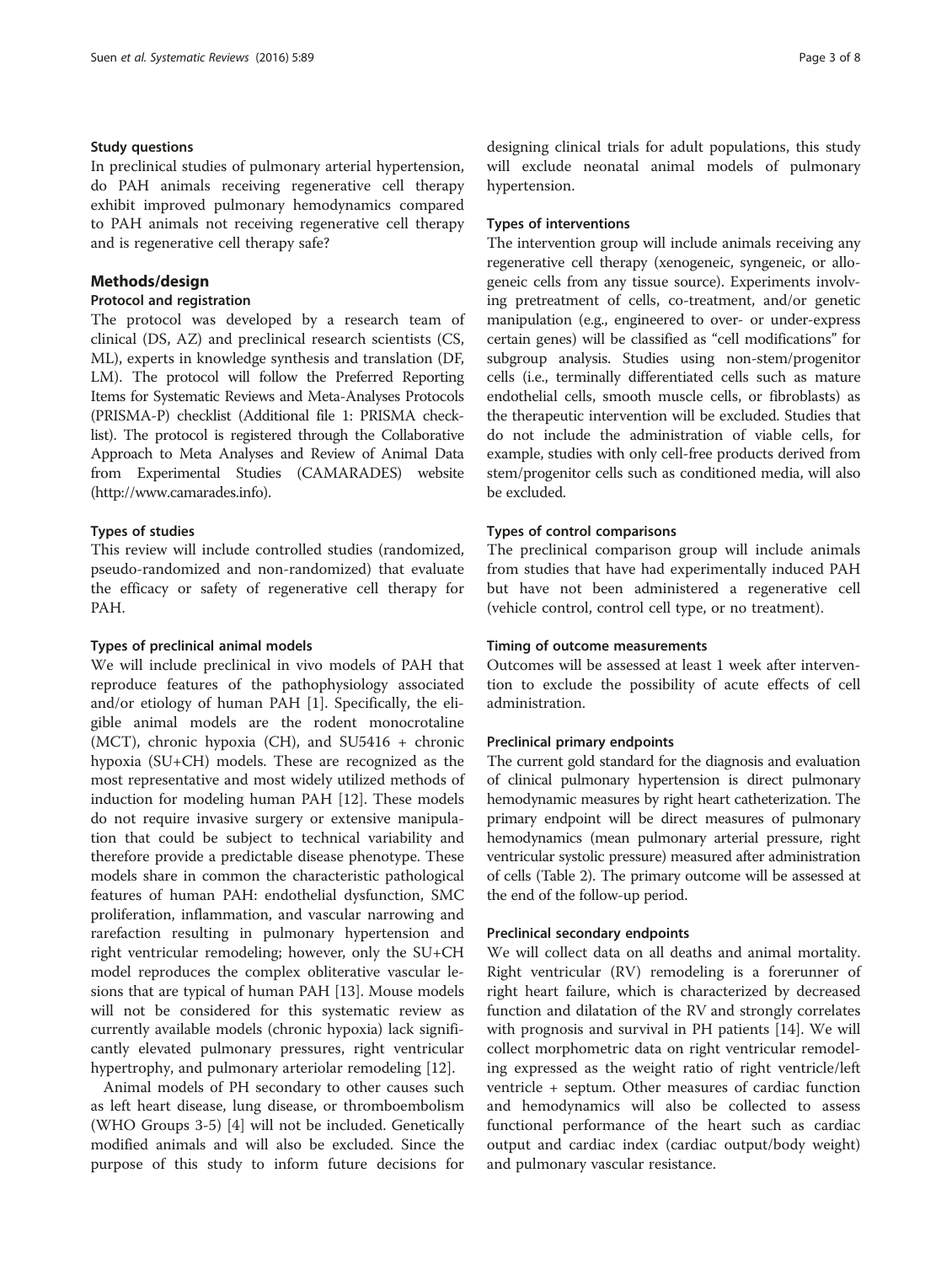### Study questions

In preclinical studies of pulmonary arterial hypertension, do PAH animals receiving regenerative cell therapy exhibit improved pulmonary hemodynamics compared to PAH animals not receiving regenerative cell therapy and is regenerative cell therapy safe?

## Methods/design

### Protocol and registration

The protocol was developed by a research team of clinical (DS, AZ) and preclinical research scientists (CS, ML), experts in knowledge synthesis and translation (DF, LM). The protocol will follow the Preferred Reporting Items for Systematic Reviews and Meta-Analyses Protocols (PRISMA-P) checklist (Additional file 1: PRISMA checklist). The protocol is registered through the Collaborative Approach to Meta Analyses and Review of Animal Data from Experimental Studies (CAMARADES) website (http://www.camarades.info).

### Types of studies

This review will include controlled studies (randomized, pseudo-randomized and non-randomized) that evaluate the efficacy or safety of regenerative cell therapy for PAH.

### Types of preclinical animal models

We will include preclinical in vivo models of PAH that reproduce features of the pathophysiology associated and/or etiology of human PAH [1]. Specifically, the eligible animal models are the rodent monocrotaline (MCT), chronic hypoxia (CH), and SU5416 + chronic hypoxia (SU+CH) models. These are recognized as the most representative and most widely utilized methods of induction for modeling human PAH [12]. These models do not require invasive surgery or extensive manipulation that could be subject to technical variability and therefore provide a predictable disease phenotype. These models share in common the characteristic pathological features of human PAH: endothelial dysfunction, SMC proliferation, inflammation, and vascular narrowing and rarefaction resulting in pulmonary hypertension and right ventricular remodeling; however, only the SU+CH model reproduces the complex obliterative vascular lesions that are typical of human PAH [13]. Mouse models will not be considered for this systematic review as currently available models (chronic hypoxia) lack significantly elevated pulmonary pressures, right ventricular hypertrophy, and pulmonary arteriolar remodeling [12].

Animal models of PH secondary to other causes such as left heart disease, lung disease, or thromboembolism (WHO Groups 3-5) [4] will not be included. Genetically modified animals and will also be excluded. Since the purpose of this study to inform future decisions for designing clinical trials for adult populations, this study will exclude neonatal animal models of pulmonary hypertension.

### Types of interventions

The intervention group will include animals receiving any regenerative cell therapy (xenogeneic, syngeneic, or allogeneic cells from any tissue source). Experiments involving pretreatment of cells, co-treatment, and/or genetic manipulation (e.g., engineered to over- or under-express certain genes) will be classified as "cell modifications" for subgroup analysis. Studies using non-stem/progenitor cells (i.e., terminally differentiated cells such as mature endothelial cells, smooth muscle cells, or fibroblasts) as the therapeutic intervention will be excluded. Studies that do not include the administration of viable cells, for example, studies with only cell-free products derived from stem/progenitor cells such as conditioned media, will also be excluded.

### Types of control comparisons

The preclinical comparison group will include animals from studies that have had experimentally induced PAH but have not been administered a regenerative cell (vehicle control, control cell type, or no treatment).

### Timing of outcome measurements

Outcomes will be assessed at least 1 week after intervention to exclude the possibility of acute effects of cell administration.

### Preclinical primary endpoints

The current gold standard for the diagnosis and evaluation of clinical pulmonary hypertension is direct pulmonary hemodynamic measures by right heart catheterization. The primary endpoint will be direct measures of pulmonary hemodynamics (mean pulmonary arterial pressure, right ventricular systolic pressure) measured after administration of cells (Table 2). The primary outcome will be assessed at the end of the follow-up period.

### Preclinical secondary endpoints

We will collect data on all deaths and animal mortality. Right ventricular (RV) remodeling is a forerunner of right heart failure, which is characterized by decreased function and dilatation of the RV and strongly correlates with prognosis and survival in PH patients [14]. We will collect morphometric data on right ventricular remodeling expressed as the weight ratio of right ventricle/left ventricle + septum. Other measures of cardiac function and hemodynamics will also be collected to assess functional performance of the heart such as cardiac output and cardiac index (cardiac output/body weight) and pulmonary vascular resistance.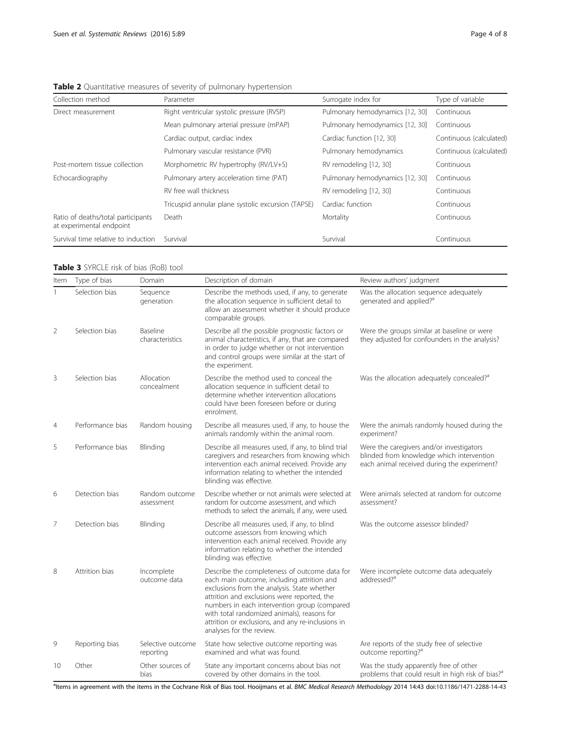**Table 2** Quantitative measures of severity of pulmonary hypertension

| Collection method | Parameter | Surrogate index for | Type of variable |
|---|---|---|---|
| Direct measurement | Right ventricular systolic pressure (RVSP) | Pulmonary hemodynamics [12, 30] | Continuous |
| | Mean pulmonary arterial pressure (mPAP) | Pulmonary hemodynamics [12, 30] | Continuous |
| | Cardiac output, cardiac index | Cardiac function [12, 30] | Continuous (calculated) |
| | Pulmonary vascular resistance (PVR) | Pulmonary hemodynamics | Continuous (calculated) |
| Post-mortem tissue collection | Morphometric RV hypertrophy (RV/LV+S) | RV remodeling [12, 30] | Continuous |
| Echocardiography | Pulmonary artery acceleration time (PAT) | Pulmonary hemodynamics [12, 30] | Continuous |
| | RV free wall thickness | RV remodeling [12, 30] | Continuous |
| | Tricuspid annular plane systolic excursion (TAPSE) | Cardiac function | Continuous |
| Ratio of deaths/total participants at experimental endpoint | Death | Mortality | Continuous |
| Survival time relative to induction | Survival | Survival | Continuous |

**Table 3** SYRCLE risk of bias (RoB) tool

| Item | Type of bias | Domain | Description of domain | Review authors' judgment |
|---|---|---|---|---|
| 1 | Selection bias | Sequence generation | Describe the methods used, if any, to generate the allocation sequence in sufficient detail to allow an assessment whether it should produce comparable groups. | Was the allocation sequence adequately generated and applied?[a] |
| 2 | Selection bias | Baseline characteristics | Describe all the possible prognostic factors or animal characteristics, if any, that are compared in order to judge whether or not intervention and control groups were similar at the start of the experiment. | Were the groups similar at baseline or were they adjusted for confounders in the analysis? |
| 3 | Selection bias | Allocation concealment | Describe the method used to conceal the allocation sequence in sufficient detail to determine whether intervention allocations could have been foreseen before or during enrolment. | Was the allocation adequately concealed?[a] |
| 4 | Performance bias | Random housing | Describe all measures used, if any, to house the animals randomly within the animal room. | Were the animals randomly housed during the experiment? |
| 5 | Performance bias | Blinding | Describe all measures used, if any, to blind trial caregivers and researchers from knowing which intervention each animal received. Provide any information relating to whether the intended blinding was effective. | Were the caregivers and/or investigators blinded from knowledge which intervention each animal received during the experiment? |
| 6 | Detection bias | Random outcome assessment | Describe whether or not animals were selected at random for outcome assessment, and which methods to select the animals, if any, were used. | Were animals selected at random for outcome assessment? |
| 7 | Detection bias | Blinding | Describe all measures used, if any, to blind outcome assessors from knowing which intervention each animal received. Provide any information relating to whether the intended blinding was effective. | Was the outcome assessor blinded? |
| 8 | Attrition bias | Incomplete outcome data | Describe the completeness of outcome data for each main outcome, including attrition and exclusions from the analysis. State whether attrition and exclusions were reported, the numbers in each intervention group (compared with total randomized animals), reasons for attrition or exclusions, and any re-inclusions in analyses for the review. | Were incomplete outcome data adequately addressed?[a] |
| 9 | Reporting bias | Selective outcome reporting | State how selective outcome reporting was examined and what was found. | Are reports of the study free of selective outcome reporting?[a] |
| 10 | Other | Other sources of bias | State any important concerns about bias not covered by other domains in the tool. | Was the study apparently free of other problems that could result in high risk of bias?[a] |

[a]Items in agreement with the items in the Cochrane Risk of Bias tool. Hooijmans et al. *BMC Medical Research Methodology* 2014 14:43 doi:10.1186/1471-2288-14-43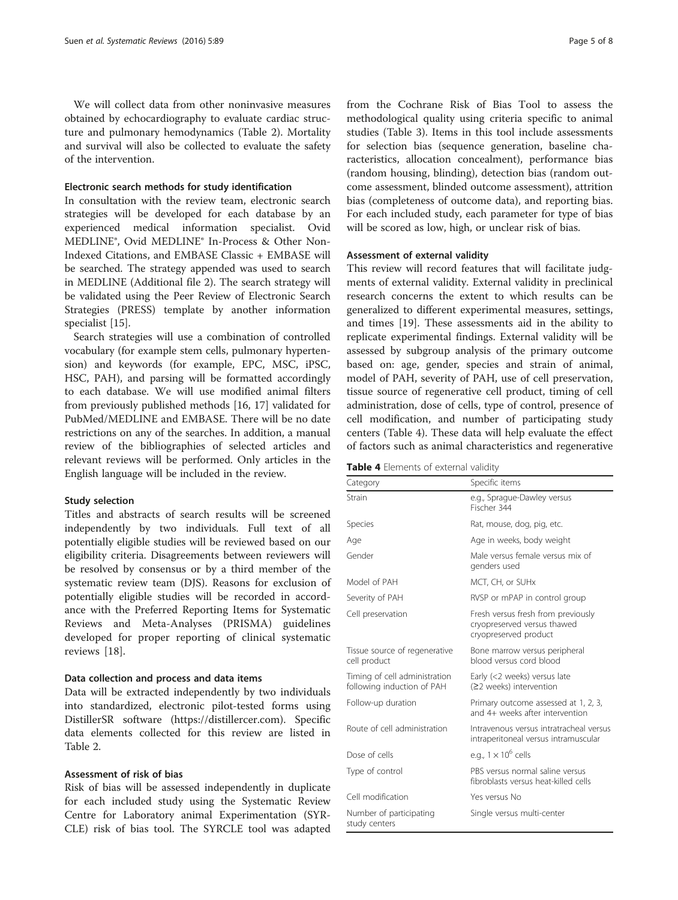We will collect data from other noninvasive measures obtained by echocardiography to evaluate cardiac structure and pulmonary hemodynamics (Table 2). Mortality and survival will also be collected to evaluate the safety of the intervention.

### Electronic search methods for study identification

In consultation with the review team, electronic search strategies will be developed for each database by an experienced medical information specialist. Ovid MEDLINE®, Ovid MEDLINE® In-Process & Other Non-Indexed Citations, and EMBASE Classic + EMBASE will be searched. The strategy appended was used to search in MEDLINE (Additional file 2). The search strategy will be validated using the Peer Review of Electronic Search Strategies (PRESS) template by another information specialist [15].

Search strategies will use a combination of controlled vocabulary (for example stem cells, pulmonary hypertension) and keywords (for example, EPC, MSC, iPSC, HSC, PAH), and parsing will be formatted accordingly to each database. We will use modified animal filters from previously published methods [16, 17] validated for PubMed/MEDLINE and EMBASE. There will be no date restrictions on any of the searches. In addition, a manual review of the bibliographies of selected articles and relevant reviews will be performed. Only articles in the English language will be included in the review.

### Study selection

Titles and abstracts of search results will be screened independently by two individuals. Full text of all potentially eligible studies will be reviewed based on our eligibility criteria. Disagreements between reviewers will be resolved by consensus or by a third member of the systematic review team (DJS). Reasons for exclusion of potentially eligible studies will be recorded in accordance with the Preferred Reporting Items for Systematic Reviews and Meta-Analyses (PRISMA) guidelines developed for proper reporting of clinical systematic reviews [18].

### Data collection and process and data items

Data will be extracted independently by two individuals into standardized, electronic pilot-tested forms using DistillerSR software (https://distillercer.com). Specific data elements collected for this review are listed in Table 2.

### Assessment of risk of bias

Risk of bias will be assessed independently in duplicate for each included study using the Systematic Review Centre for Laboratory animal Experimentation (SYRCLE) risk of bias tool. The SYRCLE tool was adapted from the Cochrane Risk of Bias Tool to assess the methodological quality using criteria specific to animal studies (Table 3). Items in this tool include assessments for selection bias (sequence generation, baseline characteristics, allocation concealment), performance bias (random housing, blinding), detection bias (random outcome assessment, blinded outcome assessment), attrition bias (completeness of outcome data), and reporting bias. For each included study, each parameter for type of bias will be scored as low, high, or unclear risk of bias.

### Assessment of external validity

This review will record features that will facilitate judgments of external validity. External validity in preclinical research concerns the extent to which results can be generalized to different experimental measures, settings, and times [19]. These assessments aid in the ability to replicate experimental findings. External validity will be assessed by subgroup analysis of the primary outcome based on: age, gender, species and strain of animal, model of PAH, severity of PAH, use of cell preservation, tissue source of regenerative cell product, timing of cell administration, dose of cells, type of control, presence of cell modification, and number of participating study centers (Table 4). These data will help evaluate the effect of factors such as animal characteristics and regenerative

**Table 4** Elements of external validity

| Category | Specific items |
|---|---|
| Strain | e.g., Sprague-Dawley versus Fischer 344 |
| Species | Rat, mouse, dog, pig, etc. |
| Age | Age in weeks, body weight |
| Gender | Male versus female versus mix of genders used |
| Model of PAH | MCT, CH, or SUHx |
| Severity of PAH | RVSP or mPAP in control group |
| Cell preservation | Fresh versus fresh from previously cryopreserved versus thawed cryopreserved product |
| Tissue source of regenerative cell product | Bone marrow versus peripheral blood versus cord blood |
| Timing of cell administration following induction of PAH | Early (<2 weeks) versus late (≥2 weeks) intervention |
| Follow-up duration | Primary outcome assessed at 1, 2, 3, and 4+ weeks after intervention |
| Route of cell administration | Intravenous versus intratracheal versus intraperitoneal versus intramuscular |
| Dose of cells | e.g., $1 \times 10^6$ cells |
| Type of control | PBS versus normal saline versus fibroblasts versus heat-killed cells |
| Cell modification | Yes versus No |
| Number of participating study centers | Single versus multi-center |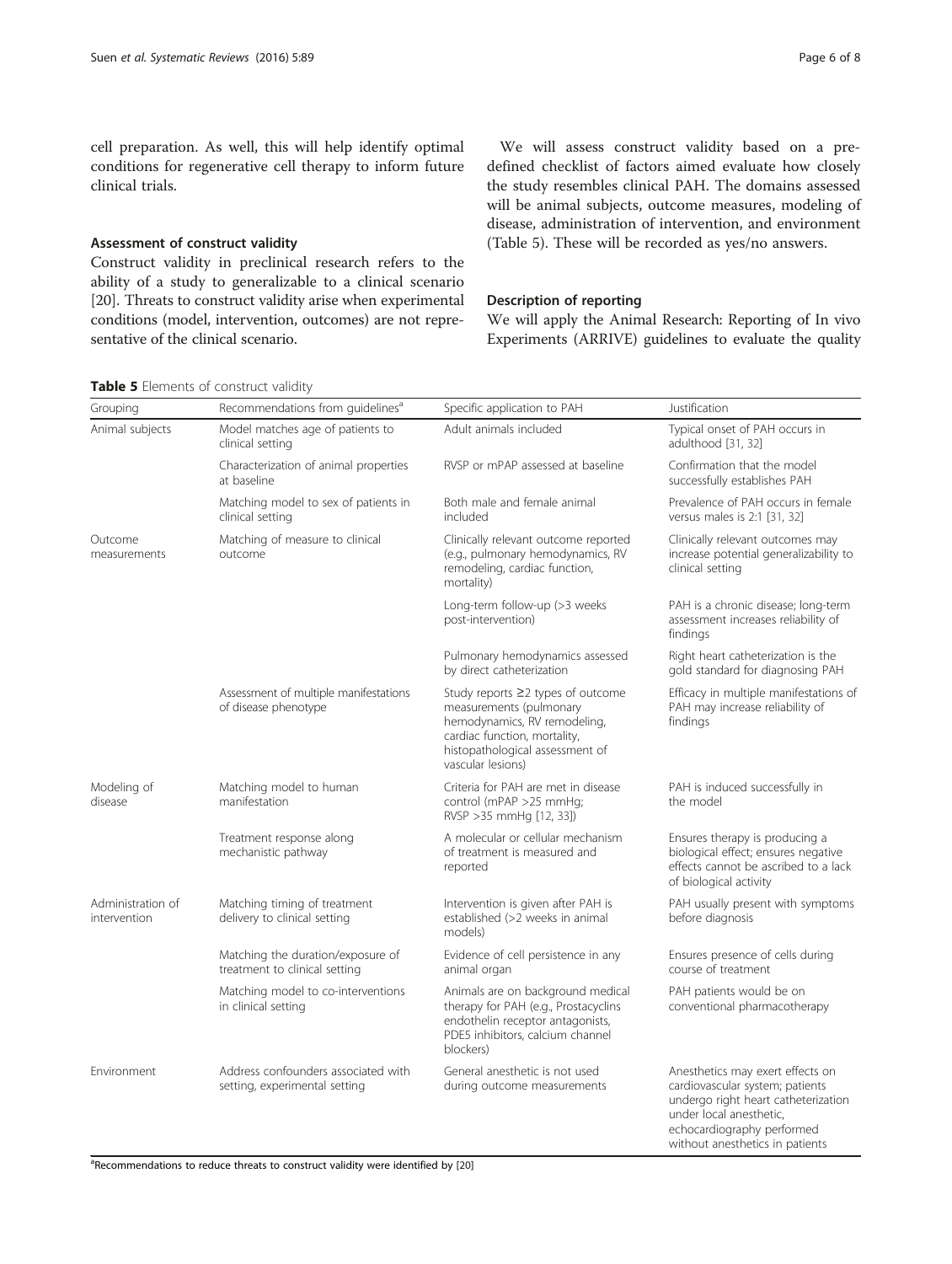cell preparation. As well, this will help identify optimal conditions for regenerative cell therapy to inform future clinical trials.

### Assessment of construct validity

Construct validity in preclinical research refers to the ability of a study to generalizable to a clinical scenario [20]. Threats to construct validity arise when experimental conditions (model, intervention, outcomes) are not representative of the clinical scenario.

We will assess construct validity based on a predefined checklist of factors aimed evaluate how closely the study resembles clinical PAH. The domains assessed will be animal subjects, outcome measures, modeling of disease, administration of intervention, and environment (Table 5). These will be recorded as yes/no answers.

### Description of reporting

We will apply the Animal Research: Reporting of In vivo Experiments (ARRIVE) guidelines to evaluate the quality

**Table 5** Elements of construct validity

| Grouping | Recommendations from guidelines[a] | Specific application to PAH | Justification |
|---|---|---|---|
| Animal subjects | Model matches age of patients to clinical setting | Adult animals included | Typical onset of PAH occurs in adulthood [31, 32] |
| | Characterization of animal properties at baseline | RVSP or mPAP assessed at baseline | Confirmation that the model successfully establishes PAH |
| | Matching model to sex of patients in clinical setting | Both male and female animal included | Prevalence of PAH occurs in female versus males is 2:1 [31, 32] |
| Outcome measurements | Matching of measure to clinical outcome | Clinically relevant outcome reported (e.g., pulmonary hemodynamics, RV remodeling, cardiac function, mortality) | Clinically relevant outcomes may increase potential generalizability to clinical setting |
| | | Long-term follow-up (>3 weeks post-intervention) | PAH is a chronic disease; long-term assessment increases reliability of findings |
| | | Pulmonary hemodynamics assessed by direct catheterization | Right heart catheterization is the gold standard for diagnosing PAH |
| | Assessment of multiple manifestations of disease phenotype | Study reports ≥2 types of outcome measurements (pulmonary hemodynamics, RV remodeling, cardiac function, mortality, histopathological assessment of vascular lesions) | Efficacy in multiple manifestations of PAH may increase reliability of findings |
| Modeling of disease | Matching model to human manifestation | Criteria for PAH are met in disease control (mPAP >25 mmHg; RVSP >35 mmHg [12, 33]) | PAH is induced successfully in the model |
| | Treatment response along mechanistic pathway | A molecular or cellular mechanism of treatment is measured and reported | Ensures therapy is producing a biological effect; ensures negative effects cannot be ascribed to a lack of biological activity |
| Administration of intervention | Matching timing of treatment delivery to clinical setting | Intervention is given after PAH is established (>2 weeks in animal models) | PAH usually present with symptoms before diagnosis |
| | Matching the duration/exposure of treatment to clinical setting | Evidence of cell persistence in any animal organ | Ensures presence of cells during course of treatment |
| | Matching model to co-interventions in clinical setting | Animals are on background medical therapy for PAH (e.g., Prostacyclins endothelin receptor antagonists, PDE5 inhibitors, calcium channel blockers) | PAH patients would be on conventional pharmacotherapy |
| Environment | Address confounders associated with setting, experimental setting | General anesthetic is not used during outcome measurements | Anesthetics may exert effects on cardiovascular system; patients undergo right heart catheterization under local anesthetic, echocardiography performed without anesthetics in patients |

[a] Recommendations to reduce threats to construct validity were identified by [20]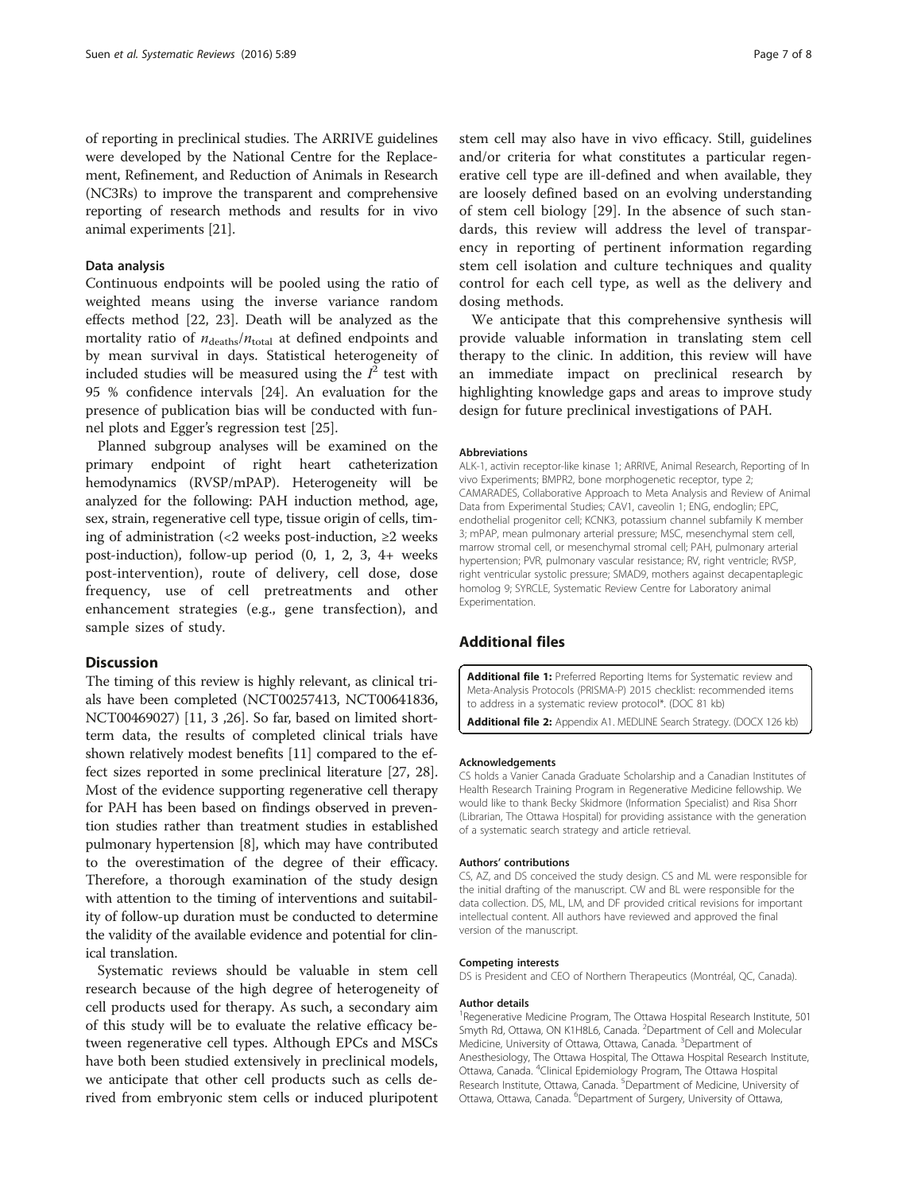of reporting in preclinical studies. The ARRIVE guidelines were developed by the National Centre for the Replacement, Refinement, and Reduction of Animals in Research (NC3Rs) to improve the transparent and comprehensive reporting of research methods and results for in vivo animal experiments [21].

#### Data analysis

Continuous endpoints will be pooled using the ratio of weighted means using the inverse variance random effects method [22, 23]. Death will be analyzed as the mortality ratio of $n_{\text{deaths}}/n_{\text{total}}$ at defined endpoints and by mean survival in days. Statistical heterogeneity of included studies will be measured using the $I^2$ test with 95 % confidence intervals [24]. An evaluation for the presence of publication bias will be conducted with funnel plots and Egger's regression test [25].

Planned subgroup analyses will be examined on the primary endpoint of right heart catheterization hemodynamics (RVSP/mPAP). Heterogeneity will be analyzed for the following: PAH induction method, age, sex, strain, regenerative cell type, tissue origin of cells, timing of administration (<2 weeks post-induction, ≥2 weeks post-induction), follow-up period (0, 1, 2, 3, 4+ weeks post-intervention), route of delivery, cell dose, dose frequency, use of cell pretreatments and other enhancement strategies (e.g., gene transfection), and sample sizes of study.

## Discussion

The timing of this review is highly relevant, as clinical trials have been completed (NCT00257413, NCT00641836, NCT00469027) [11, 3 ,26]. So far, based on limited short-term data, the results of completed clinical trials have shown relatively modest benefits [11] compared to the effect sizes reported in some preclinical literature [27, 28]. Most of the evidence supporting regenerative cell therapy for PAH has been based on findings observed in prevention studies rather than treatment studies in established pulmonary hypertension [8], which may have contributed to the overestimation of the degree of their efficacy. Therefore, a thorough examination of the study design with attention to the timing of interventions and suitability of follow-up duration must be conducted to determine the validity of the available evidence and potential for clinical translation.

Systematic reviews should be valuable in stem cell research because of the high degree of heterogeneity of cell products used for therapy. As such, a secondary aim of this study will be to evaluate the relative efficacy between regenerative cell types. Although EPCs and MSCs have both been studied extensively in preclinical models, we anticipate that other cell products such as cells derived from embryonic stem cells or induced pluripotent stem cell may also have in vivo efficacy. Still, guidelines and/or criteria for what constitutes a particular regenerative cell type are ill-defined and when available, they are loosely defined based on an evolving understanding of stem cell biology [29]. In the absence of such standards, this review will address the level of transparency in reporting of pertinent information regarding stem cell isolation and culture techniques and quality control for each cell type, as well as the delivery and dosing methods.

We anticipate that this comprehensive synthesis will provide valuable information in translating stem cell therapy to the clinic. In addition, this review will have an immediate impact on preclinical research by highlighting knowledge gaps and areas to improve study design for future preclinical investigations of PAH.

#### Abbreviations

ALK-1, activin receptor-like kinase 1; ARRIVE, Animal Research, Reporting of In vivo Experiments; BMPR2, bone morphogenetic receptor, type 2; CAMARADES, Collaborative Approach to Meta Analysis and Review of Animal Data from Experimental Studies; CAV1, caveolin 1; ENG, endoglin; EPC, endothelial progenitor cell; KCNK3, potassium channel subfamily K member 3; mPAP, mean pulmonary arterial pressure; MSC, mesenchymal stem cell, marrow stromal cell, or mesenchymal stromal cell; PAH, pulmonary arterial hypertension; PVR, pulmonary vascular resistance; RV, right ventricle; RVSP, right ventricular systolic pressure; SMAD9, mothers against decapentaplegic homolog 9; SYRCLE, Systematic Review Centre for Laboratory animal Experimentation.

## Additional files

**Additional file 1:** Preferred Reporting Items for Systematic review and Meta-Analysis Protocols (PRISMA-P) 2015 checklist: recommended items to address in a systematic review protocol*. (DOC 81 kb)

**Additional file 2:** Appendix A1. MEDLINE Search Strategy. (DOCX 126 kb)

#### Acknowledgements

CS holds a Vanier Canada Graduate Scholarship and a Canadian Institutes of Health Research Training Program in Regenerative Medicine fellowship. We would like to thank Becky Skidmore (Information Specialist) and Risa Shorr (Librarian, The Ottawa Hospital) for providing assistance with the generation of a systematic search strategy and article retrieval.

#### Authors' contributions

CS, AZ, and DS conceived the study design. CS and ML were responsible for the initial drafting of the manuscript. CW and BL were responsible for the data collection. DS, ML, LM, and DF provided critical revisions for important intellectual content. All authors have reviewed and approved the final version of the manuscript.

#### Competing interests

DS is President and CEO of Northern Therapeutics (Montréal, QC, Canada).

#### Author details

[1]Regenerative Medicine Program, The Ottawa Hospital Research Institute, 501 Smyth Rd, Ottawa, ON K1H8L6, Canada. [2]Department of Cell and Molecular Medicine, University of Ottawa, Ottawa, Canada. [3]Department of Anesthesiology, The Ottawa Hospital, The Ottawa Hospital Research Institute, Ottawa, Canada. [4]Clinical Epidemiology Program, The Ottawa Hospital Research Institute, Ottawa, Canada. [5]Department of Medicine, University of Ottawa, Ottawa, Canada. [6]Department of Surgery, University of Ottawa,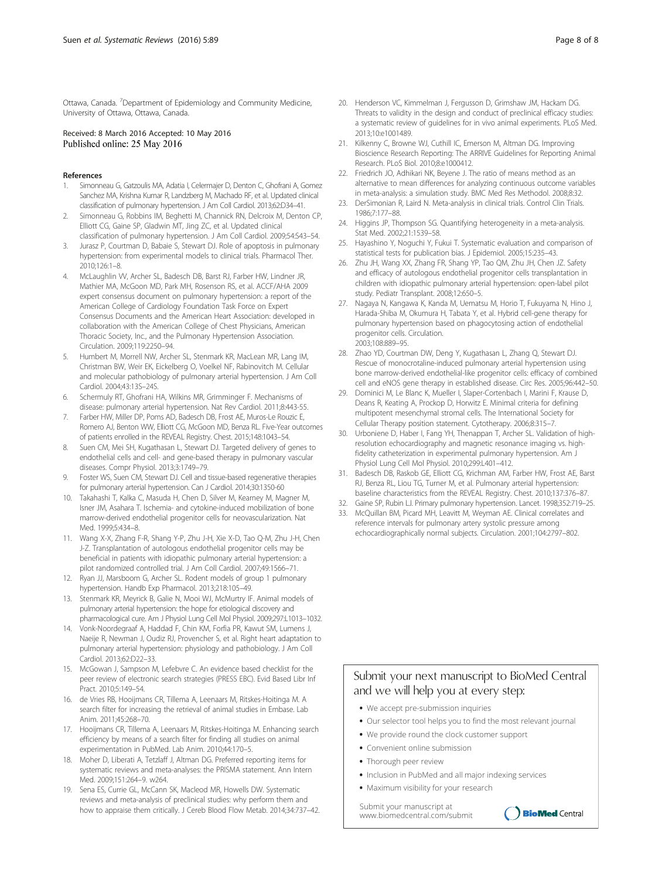Ottawa, Canada. [7]Department of Epidemiology and Community Medicine, University of Ottawa, Ottawa, Canada.

Received: 8 March 2016 Accepted: 10 May 2016
Published online: 25 May 2016

## References

1. Simonneau G, Gatzoulis MA, Adatia I, Celermajer D, Denton C, Ghofrani A, Gomez Sanchez MA, Krishna Kumar R, Landzberg M, Machado RF, et al. Updated clinical classification of pulmonary hypertension. J Am Coll Cardiol. 2013;62:D34–41.
2. Simonneau G, Robbins IM, Beghetti M, Channick RN, Delcroix M, Denton CP, Elliott CG, Gaine SP, Gladwin MT, Jing ZC, et al. Updated clinical classification of pulmonary hypertension. J Am Coll Cardiol. 2009;54:S43–54.
3. Jurasz P, Courtman D, Babaie S, Stewart DJ. Role of apoptosis in pulmonary hypertension: from experimental models to clinical trials. Pharmacol Ther. 2010;126:1–8.
4. McLaughlin VV, Archer SL, Badesch DB, Barst RJ, Farber HW, Lindner JR, Mathier MA, McGoon MD, Park MH, Rosenson RS, et al. ACCF/AHA 2009 expert consensus document on pulmonary hypertension: a report of the American College of Cardiology Foundation Task Force on Expert Consensus Documents and the American Heart Association: developed in collaboration with the American College of Chest Physicians, American Thoracic Society, Inc., and the Pulmonary Hypertension Association. Circulation. 2009;119:2250–94.
5. Humbert M, Morrell NW, Archer SL, Stenmark KR, MacLean MR, Lang IM, Christman BW, Weir EK, Eickelberg O, Voelkel NF, Rabinovitch M. Cellular and molecular pathobiology of pulmonary arterial hypertension. J Am Coll Cardiol. 2004;43:13S–24S.
6. Schermuly RT, Ghofrani HA, Wilkins MR, Grimminger F. Mechanisms of disease: pulmonary arterial hypertension. Nat Rev Cardiol. 2011;8:443-55.
7. Farber HW, Miller DP, Poms AD, Badesch DB, Frost AE, Muros-Le Rouzic E, Romero AJ, Benton WW, Elliott CG, McGoon MD, Benza RL. Five-Year outcomes of patients enrolled in the REVEAL Registry. Chest. 2015;148:1043–54.
8. Suen CM, Mei SH, Kugathasan L, Stewart DJ. Targeted delivery of genes to endothelial cells and cell- and gene-based therapy in pulmonary vascular diseases. Compr Physiol. 2013;3:1749–79.
9. Foster WS, Suen CM, Stewart DJ. Cell and tissue-based regenerative therapies for pulmonary arterial hypertension. Can J Cardiol. 2014;30:1350-60
10. Takahashi T, Kalka C, Masuda H, Chen D, Silver M, Kearney M, Magner M, Isner JM, Asahara T. Ischemia- and cytokine-induced mobilization of bone marrow-derived endothelial progenitor cells for neovascularization. Nat Med. 1999;5:434–8.
11. Wang X-X, Zhang F-R, Shang Y-P, Zhu J-H, Xie X-D, Tao Q-M, Zhu J-H, Chen J-Z. Transplantation of autologous endothelial progenitor cells may be beneficial in patients with idiopathic pulmonary arterial hypertension: a pilot randomized controlled trial. J Am Coll Cardiol. 2007;49:1566–71.
12. Ryan JJ, Marsboom G, Archer SL. Rodent models of group 1 pulmonary hypertension. Handb Exp Pharmacol. 2013;218:105–49.
13. Stenmark KR, Meyrick B, Galie N, Mooi WJ, McMurtry IF. Animal models of pulmonary arterial hypertension: the hope for etiological discovery and pharmacological cure. Am J Physiol Lung Cell Mol Physiol. 2009;297:L1013–1032.
14. Vonk-Noordegraaf A, Haddad F, Chin KM, Forfia PR, Kawut SM, Lumens J, Naeije R, Newman J, Oudiz RJ, Provencher S, et al. Right heart adaptation to pulmonary arterial hypertension: physiology and pathobiology. J Am Coll Cardiol. 2013;62:D22–33.
15. McGowan J, Sampson M, Lefebvre C. An evidence based checklist for the peer review of electronic search strategies (PRESS EBC). Evid Based Libr Inf Pract. 2010;5:149–54.
16. de Vries RB, Hooijmans CR, Tillema A, Leenaars M, Ritskes-Hoitinga M. A search filter for increasing the retrieval of animal studies in Embase. Lab Anim. 2011;45:268–70.
17. Hooijmans CR, Tillema A, Leenaars M, Ritskes-Hoitinga M. Enhancing search efficiency by means of a search filter for finding all studies on animal experimentation in PubMed. Lab Anim. 2010;44:170–5.
18. Moher D, Liberati A, Tetzlaff J, Altman DG. Preferred reporting items for systematic reviews and meta-analyses: the PRISMA statement. Ann Intern Med. 2009;151:264–9. w264.
19. Sena ES, Currie GL, McCann SK, Macleod MR, Howells DW. Systematic reviews and meta-analysis of preclinical studies: why perform them and how to appraise them critically. J Cereb Blood Flow Metab. 2014;34:737–42.
20. Henderson VC, Kimmelman J, Fergusson D, Grimshaw JM, Hackam DG. Threats to validity in the design and conduct of preclinical efficacy studies: a systematic review of guidelines for in vivo animal experiments. PLoS Med. 2013;10:e1001489.
21. Kilkenny C, Browne WJ, Cuthill IC, Emerson M, Altman DG. Improving Bioscience Research Reporting: The ARRIVE Guidelines for Reporting Animal Research. PLoS Biol. 2010;8:e1000412.
22. Friedrich JO, Adhikari NK, Beyene J. The ratio of means method as an alternative to mean differences for analyzing continuous outcome variables in meta-analysis: a simulation study. BMC Med Res Methodol. 2008;8:32.
23. DerSimonian R, Laird N. Meta-analysis in clinical trials. Control Clin Trials. 1986;7:177–88.
24. Higgins JP, Thompson SG. Quantifying heterogeneity in a meta-analysis. Stat Med. 2002;21:1539–58.
25. Hayashino Y, Noguchi Y, Fukui T. Systematic evaluation and comparison of statistical tests for publication bias. J Epidemiol. 2005;15:235–43.
26. Zhu JH, Wang XX, Zhang FR, Shang YP, Tao QM, Zhu JH, Chen JZ. Safety and efficacy of autologous endothelial progenitor cells transplantation in children with idiopathic pulmonary arterial hypertension: open-label pilot study. Pediatr Transplant. 2008;12:650–5.
27. Nagaya N, Kangawa K, Kanda M, Uematsu M, Horio T, Fukuyama N, Hino J, Harada-Shiba M, Okumura H, Tabata Y, et al. Hybrid cell-gene therapy for pulmonary hypertension based on phagocytosing action of endothelial progenitor cells. Circulation. 2003;108:889–95.
28. Zhao YD, Courtman DW, Deng Y, Kugathasan L, Zhang Q, Stewart DJ. Rescue of monocrotaline-induced pulmonary arterial hypertension using bone marrow-derived endothelial-like progenitor cells: efficacy of combined cell and eNOS gene therapy in established disease. Circ Res. 2005;96:442–50.
29. Dominici M, Le Blanc K, Mueller I, Slaper-Cortenbach I, Marini F, Krause D, Deans R, Keating A, Prockop D, Horwitz E. Minimal criteria for defining multipotent mesenchymal stromal cells. The International Society for Cellular Therapy position statement. Cytotherapy. 2006;8:315–7.
30. Urboniene D, Haber I, Fang YH, Thenappan T, Archer SL. Validation of high-resolution echocardiography and magnetic resonance imaging vs. high-fidelity catheterization in experimental pulmonary hypertension. Am J Physiol Lung Cell Mol Physiol. 2010;299:L401–412.
31. Badesch DB, Raskob GE, Elliott CG, Krichman AM, Farber HW, Frost AE, Barst RJ, Benza RL, Liou TG, Turner M, et al. Pulmonary arterial hypertension: baseline characteristics from the REVEAL Registry. Chest. 2010;137:376–87.
32. Gaine SP, Rubin LJ. Primary pulmonary hypertension. Lancet. 1998;352:719–25.
33. McQuillan BM, Picard MH, Leavitt M, Weyman AE. Clinical correlates and reference intervals for pulmonary artery systolic pressure among echocardiographically normal subjects. Circulation. 2001;104:2797–802.

Submit your next manuscript to BioMed Central and we will help you at every step:

- We accept pre-submission inquiries
- Our selector tool helps you to find the most relevant journal
- We provide round the clock customer support
- Convenient online submission
- Thorough peer review
- Inclusion in PubMed and all major indexing services
- Maximum visibility for your research

Submit your manuscript at
www.biomedcentral.com/submit

BioMed Central